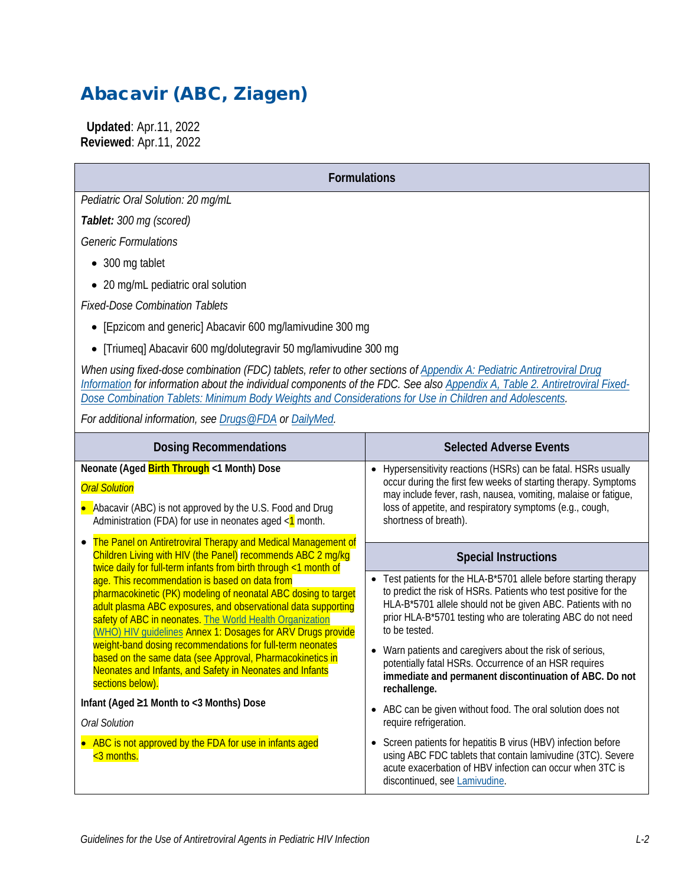# Abacavir (ABC, Ziagen)

**Updated**: Apr.11, 2022
**Reviewed**: Apr.11, 2022

## Formulations

*Pediatric Oral Solution: 20 mg/mL*

***Tablet:*** *300 mg (scored)*

*Generic Formulations*

- 300 mg tablet
- 20 mg/mL pediatric oral solution

*Fixed-Dose Combination Tablets*

- [Epzicom and generic] Abacavir 600 mg/lamivudine 300 mg
- [Triumeq] Abacavir 600 mg/dolutegravir 50 mg/lamivudine 300 mg

*When using fixed-dose combination (FDC) tablets, refer to other sections of Appendix A: Pediatric Antiretroviral Drug Information for information about the individual components of the FDC. See also Appendix A, Table 2. Antiretroviral Fixed-Dose Combination Tablets: Minimum Body Weights and Considerations for Use in Children and Adolescents.*

*For additional information, see Drugs@FDA or DailyMed.*

## Dosing Recommendations

**Neonate (Aged Birth Through <1 Month) Dose**

*Oral Solution*

- Abacavir (ABC) is not approved by the U.S. Food and Drug Administration (FDA) for use in neonates aged <1 month.
- The Panel on Antiretroviral Therapy and Medical Management of Children Living with HIV (the Panel) recommends ABC 2 mg/kg twice daily for full-term infants from birth through <1 month of age. This recommendation is based on data from pharmacokinetic (PK) modeling of neonatal ABC dosing to target adult plasma ABC exposures, and observational data supporting safety of ABC in neonates. The World Health Organization (WHO) HIV guidelines Annex 1: Dosages for ARV Drugs provide weight-band dosing recommendations for full-term neonates based on the same data (see Approval, Pharmacokinetics in Neonates and Infants, and Safety in Neonates and Infants sections below).

**Infant (Aged ≥1 Month to <3 Months) Dose**

*Oral Solution*

- ABC is not approved by the FDA for use in infants aged <3 months.

## Selected Adverse Events

- Hypersensitivity reactions (HSRs) can be fatal. HSRs usually occur during the first few weeks of starting therapy. Symptoms may include fever, rash, nausea, vomiting, malaise or fatigue, loss of appetite, and respiratory symptoms (e.g., cough, shortness of breath).

## Special Instructions

- Test patients for the HLA-B*5701 allele before starting therapy to predict the risk of HSRs. Patients who test positive for the HLA-B*5701 allele should not be given ABC. Patients with no prior HLA-B*5701 testing who are tolerating ABC do not need to be tested.
- Warn patients and caregivers about the risk of serious, potentially fatal HSRs. Occurrence of an HSR requires **immediate and permanent discontinuation of ABC. Do not rechallenge.**
- ABC can be given without food. The oral solution does not require refrigeration.
- Screen patients for hepatitis B virus (HBV) infection before using ABC FDC tablets that contain lamivudine (3TC). Severe acute exacerbation of HBV infection can occur when 3TC is discontinued, see Lamivudine.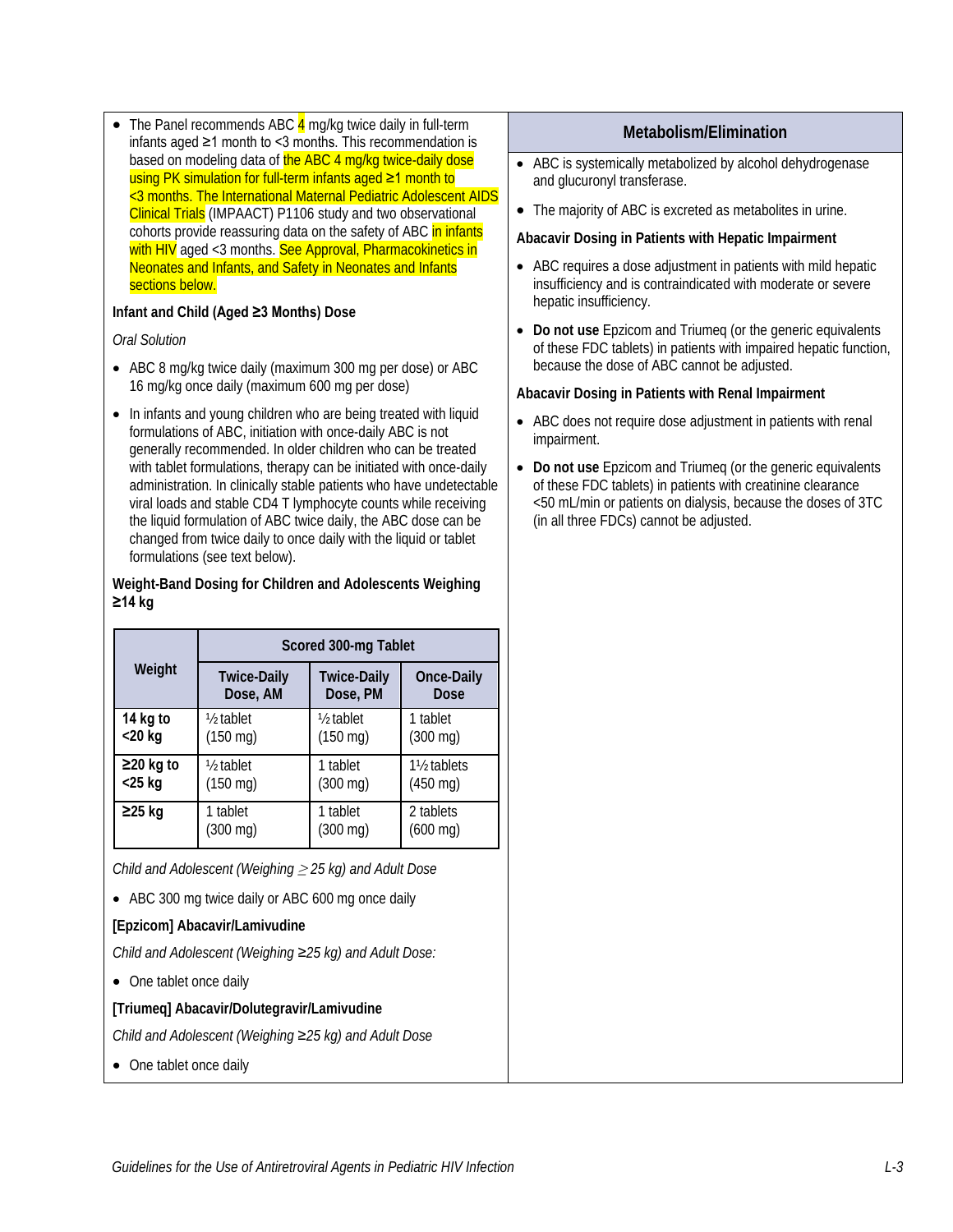- The Panel recommends ABC 4 mg/kg twice daily in full-term infants aged ≥1 month to <3 months. This recommendation is based on modeling data of the ABC 4 mg/kg twice-daily dose using PK simulation for full-term infants aged ≥1 month to <3 months. The International Maternal Pediatric Adolescent AIDS Clinical Trials (IMPAACT) P1106 study and two observational cohorts provide reassuring data on the safety of ABC in infants with HIV aged <3 months. See Approval, Pharmacokinetics in Neonates and Infants, and Safety in Neonates and Infants sections below.

**Infant and Child (Aged ≥3 Months) Dose**

*Oral Solution*

- ABC 8 mg/kg twice daily (maximum 300 mg per dose) or ABC 16 mg/kg once daily (maximum 600 mg per dose)
- In infants and young children who are being treated with liquid formulations of ABC, initiation with once-daily ABC is not generally recommended. In older children who can be treated with tablet formulations, therapy can be initiated with once-daily administration. In clinically stable patients who have undetectable viral loads and stable CD4 T lymphocyte counts while receiving the liquid formulation of ABC twice daily, the ABC dose can be changed from twice daily to once daily with the liquid or tablet formulations (see text below).

**Weight-Band Dosing for Children and Adolescents Weighing ≥14 kg**

| Weight | Scored 300-mg Tablet | | |
|---|---|---|---|
| | Twice-Daily Dose, AM | Twice-Daily Dose, PM | Once-Daily Dose |
| **14 kg to <20 kg** | ½ tablet (150 mg) | ½ tablet (150 mg) | 1 tablet (300 mg) |
| **≥20 kg to <25 kg** | ½ tablet (150 mg) | 1 tablet (300 mg) | 1½ tablets (450 mg) |
| **≥25 kg** | 1 tablet (300 mg) | 1 tablet (300 mg) | 2 tablets (600 mg) |

*Child and Adolescent (Weighing ≥ 25 kg) and Adult Dose*

- ABC 300 mg twice daily or ABC 600 mg once daily

**[Epzicom] Abacavir/Lamivudine**

*Child and Adolescent (Weighing ≥25 kg) and Adult Dose:*

- One tablet once daily

**[Triumeq] Abacavir/Dolutegravir/Lamivudine**

*Child and Adolescent (Weighing ≥25 kg) and Adult Dose*

- One tablet once daily

## Metabolism/Elimination

- ABC is systemically metabolized by alcohol dehydrogenase and glucuronyl transferase.
- The majority of ABC is excreted as metabolites in urine.

**Abacavir Dosing in Patients with Hepatic Impairment**

- ABC requires a dose adjustment in patients with mild hepatic insufficiency and is contraindicated with moderate or severe hepatic insufficiency.
- **Do not use** Epzicom and Triumeq (or the generic equivalents of these FDC tablets) in patients with impaired hepatic function, because the dose of ABC cannot be adjusted.

**Abacavir Dosing in Patients with Renal Impairment**

- ABC does not require dose adjustment in patients with renal impairment.
- **Do not use** Epzicom and Triumeq (or the generic equivalents of these FDC tablets) in patients with creatinine clearance <50 mL/min or patients on dialysis, because the doses of 3TC (in all three FDCs) cannot be adjusted.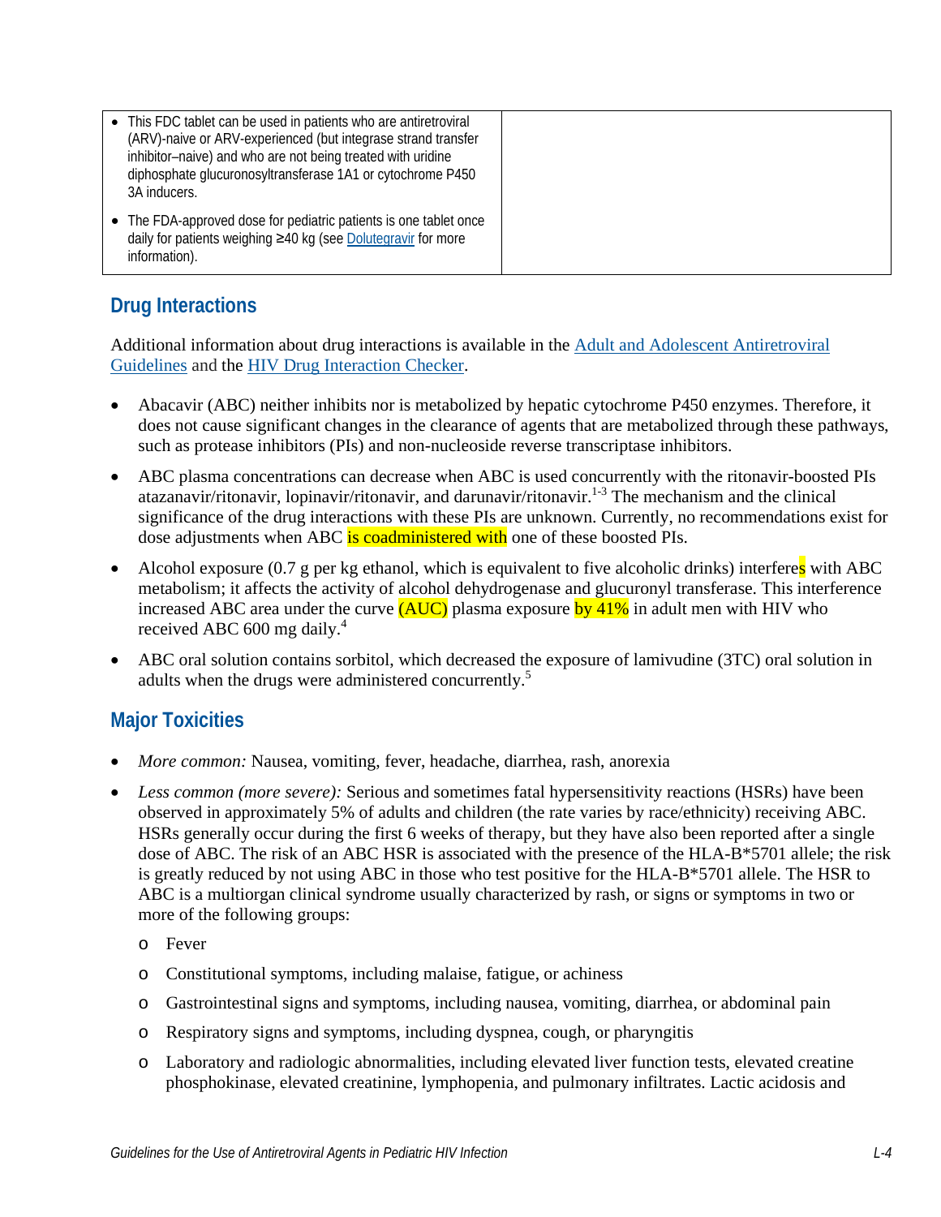| | |
|---|---|
| • This FDC tablet can be used in patients who are antiretroviral (ARV)-naive or ARV-experienced (but integrase strand transfer inhibitor–naive) and who are not being treated with uridine diphosphate glucuronosyltransferase 1A1 or cytochrome P450 3A inducers.<br><br>• The FDA-approved dose for pediatric patients is one tablet once daily for patients weighing ≥40 kg (see Dolutegravir for more information). | |

## Drug Interactions

Additional information about drug interactions is available in the Adult and Adolescent Antiretroviral Guidelines and the HIV Drug Interaction Checker.

- Abacavir (ABC) neither inhibits nor is metabolized by hepatic cytochrome P450 enzymes. Therefore, it does not cause significant changes in the clearance of agents that are metabolized through these pathways, such as protease inhibitors (PIs) and non-nucleoside reverse transcriptase inhibitors.
- ABC plasma concentrations can decrease when ABC is used concurrently with the ritonavir-boosted PIs atazanavir/ritonavir, lopinavir/ritonavir, and darunavir/ritonavir.[1-3] The mechanism and the clinical significance of the drug interactions with these PIs are unknown. Currently, no recommendations exist for dose adjustments when ABC is coadministered with one of these boosted PIs.
- Alcohol exposure (0.7 g per kg ethanol, which is equivalent to five alcoholic drinks) interferes with ABC metabolism; it affects the activity of alcohol dehydrogenase and glucuronyl transferase. This interference increased ABC area under the curve (AUC) plasma exposure by 41% in adult men with HIV who received ABC 600 mg daily.[4]
- ABC oral solution contains sorbitol, which decreased the exposure of lamivudine (3TC) oral solution in adults when the drugs were administered concurrently.[5]

## Major Toxicities

- *More common:* Nausea, vomiting, fever, headache, diarrhea, rash, anorexia
- *Less common (more severe):* Serious and sometimes fatal hypersensitivity reactions (HSRs) have been observed in approximately 5% of adults and children (the rate varies by race/ethnicity) receiving ABC. HSRs generally occur during the first 6 weeks of therapy, but they have also been reported after a single dose of ABC. The risk of an ABC HSR is associated with the presence of the HLA-B*5701 allele; the risk is greatly reduced by not using ABC in those who test positive for the HLA-B*5701 allele. The HSR to ABC is a multiorgan clinical syndrome usually characterized by rash, or signs or symptoms in two or more of the following groups:
  - Fever
  - Constitutional symptoms, including malaise, fatigue, or achiness
  - Gastrointestinal signs and symptoms, including nausea, vomiting, diarrhea, or abdominal pain
  - Respiratory signs and symptoms, including dyspnea, cough, or pharyngitis
  - Laboratory and radiologic abnormalities, including elevated liver function tests, elevated creatine phosphokinase, elevated creatinine, lymphopenia, and pulmonary infiltrates. Lactic acidosis and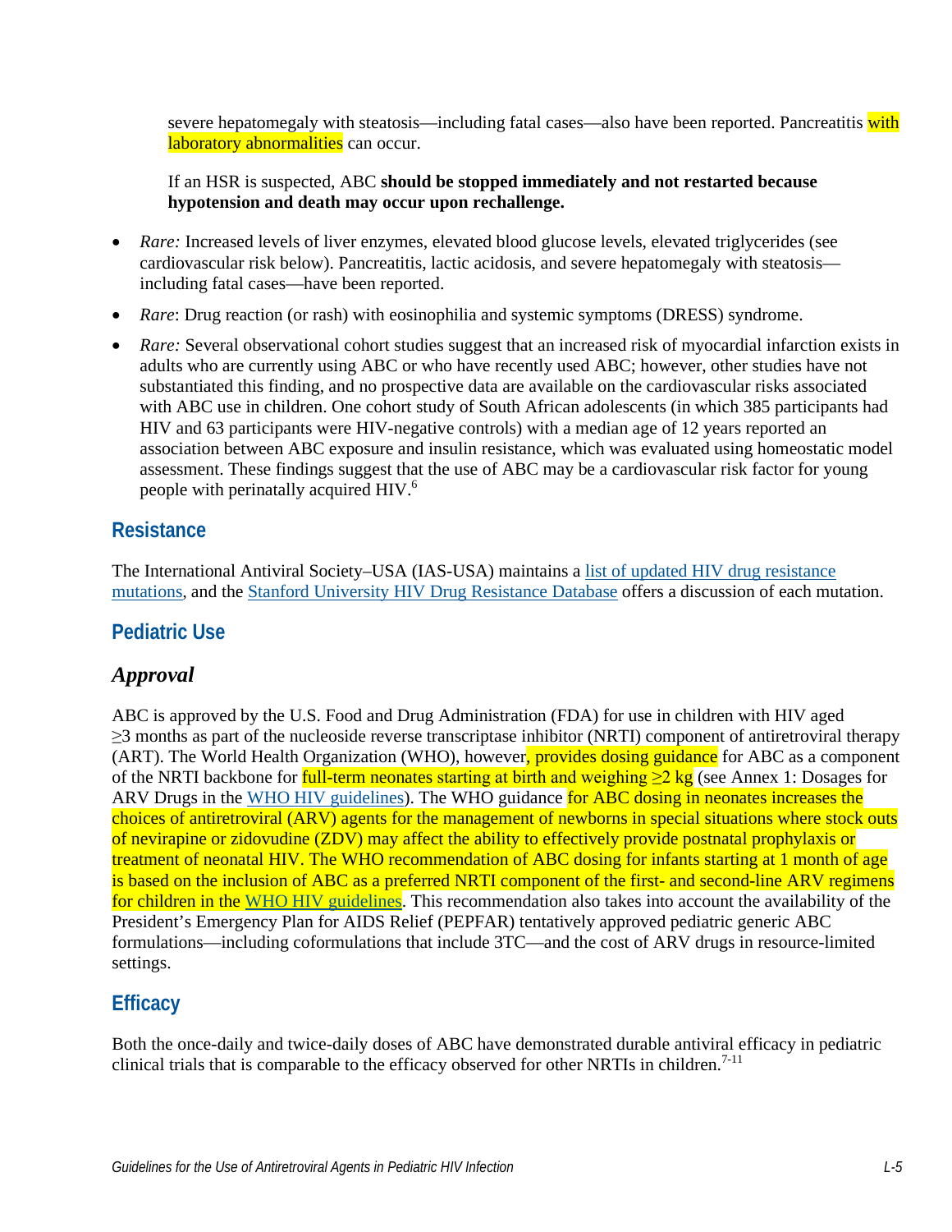severe hepatomegaly with steatosis—including fatal cases—also have been reported. Pancreatitis with laboratory abnormalities can occur.

If an HSR is suspected, ABC **should be stopped immediately and not restarted because hypotension and death may occur upon rechallenge.**

- *Rare:* Increased levels of liver enzymes, elevated blood glucose levels, elevated triglycerides (see cardiovascular risk below). Pancreatitis, lactic acidosis, and severe hepatomegaly with steatosis—including fatal cases—have been reported.
- *Rare*: Drug reaction (or rash) with eosinophilia and systemic symptoms (DRESS) syndrome.
- *Rare:* Several observational cohort studies suggest that an increased risk of myocardial infarction exists in adults who are currently using ABC or who have recently used ABC; however, other studies have not substantiated this finding, and no prospective data are available on the cardiovascular risks associated with ABC use in children. One cohort study of South African adolescents (in which 385 participants had HIV and 63 participants were HIV-negative controls) with a median age of 12 years reported an association between ABC exposure and insulin resistance, which was evaluated using homeostatic model assessment. These findings suggest that the use of ABC may be a cardiovascular risk factor for young people with perinatally acquired HIV.[6]

## Resistance

The International Antiviral Society–USA (IAS-USA) maintains a list of updated HIV drug resistance mutations, and the Stanford University HIV Drug Resistance Database offers a discussion of each mutation.

## Pediatric Use

### Approval

ABC is approved by the U.S. Food and Drug Administration (FDA) for use in children with HIV aged ≥3 months as part of the nucleoside reverse transcriptase inhibitor (NRTI) component of antiretroviral therapy (ART). The World Health Organization (WHO), however, provides dosing guidance for ABC as a component of the NRTI backbone for full-term neonates starting at birth and weighing ≥2 kg (see Annex 1: Dosages for ARV Drugs in the WHO HIV guidelines). The WHO guidance for ABC dosing in neonates increases the choices of antiretroviral (ARV) agents for the management of newborns in special situations where stock outs of nevirapine or zidovudine (ZDV) may affect the ability to effectively provide postnatal prophylaxis or treatment of neonatal HIV. The WHO recommendation of ABC dosing for infants starting at 1 month of age is based on the inclusion of ABC as a preferred NRTI component of the first- and second-line ARV regimens for children in the WHO HIV guidelines. This recommendation also takes into account the availability of the President's Emergency Plan for AIDS Relief (PEPFAR) tentatively approved pediatric generic ABC formulations—including coformulations that include 3TC—and the cost of ARV drugs in resource-limited settings.

## Efficacy

Both the once-daily and twice-daily doses of ABC have demonstrated durable antiviral efficacy in pediatric clinical trials that is comparable to the efficacy observed for other NRTIs in children.[7-11]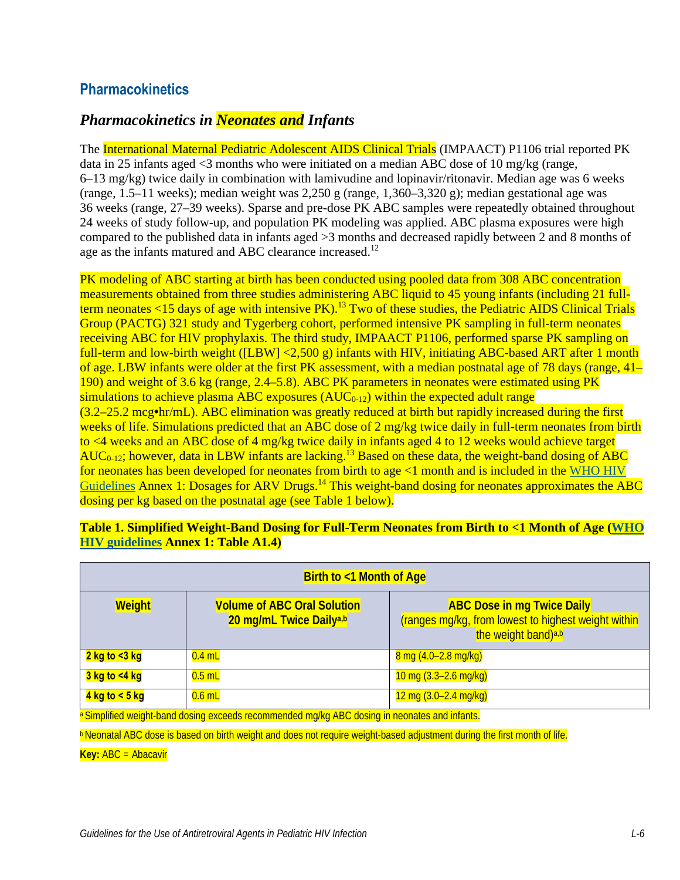## Pharmacokinetics

### *Pharmacokinetics in Neonates and Infants*

The International Maternal Pediatric Adolescent AIDS Clinical Trials (IMPAACT) P1106 trial reported PK data in 25 infants aged <3 months who were initiated on a median ABC dose of 10 mg/kg (range, 6–13 mg/kg) twice daily in combination with lamivudine and lopinavir/ritonavir. Median age was 6 weeks (range, 1.5–11 weeks); median weight was 2,250 g (range, 1,360–3,320 g); median gestational age was 36 weeks (range, 27–39 weeks). Sparse and pre-dose PK ABC samples were repeatedly obtained throughout 24 weeks of study follow-up, and population PK modeling was applied. ABC plasma exposures were high compared to the published data in infants aged >3 months and decreased rapidly between 2 and 8 months of age as the infants matured and ABC clearance increased.[12]

PK modeling of ABC starting at birth has been conducted using pooled data from 308 ABC concentration measurements obtained from three studies administering ABC liquid to 45 young infants (including 21 full-term neonates <15 days of age with intensive PK).[13] Two of these studies, the Pediatric AIDS Clinical Trials Group (PACTG) 321 study and Tygerberg cohort, performed intensive PK sampling in full-term neonates receiving ABC for HIV prophylaxis. The third study, IMPAACT P1106, performed sparse PK sampling on full-term and low-birth weight ([LBW] <2,500 g) infants with HIV, initiating ABC-based ART after 1 month of age. LBW infants were older at the first PK assessment, with a median postnatal age of 78 days (range, 41–190) and weight of 3.6 kg (range, 2.4–5.8). ABC PK parameters in neonates were estimated using PK simulations to achieve plasma ABC exposures ($AUC_{0\text{-}12}$) within the expected adult range (3.2–25.2 mcg•hr/mL). ABC elimination was greatly reduced at birth but rapidly increased during the first weeks of life. Simulations predicted that an ABC dose of 2 mg/kg twice daily in full-term neonates from birth to <4 weeks and an ABC dose of 4 mg/kg twice daily in infants aged 4 to 12 weeks would achieve target $AUC_{0\text{-}12}$; however, data in LBW infants are lacking.[13] Based on these data, the weight-band dosing of ABC for neonates has been developed for neonates from birth to age <1 month and is included in the WHO HIV Guidelines Annex 1: Dosages for ARV Drugs.[14] This weight-band dosing for neonates approximates the ABC dosing per kg based on the postnatal age (see Table 1 below).

**Table 1. Simplified Weight-Band Dosing for Full-Term Neonates from Birth to <1 Month of Age (WHO HIV guidelines Annex 1: Table A1.4)**

| Birth to <1 Month of Age | | |
|---|---|---|
| **Weight** | **Volume of ABC Oral Solution 20 mg/mL Twice Daily**[a,b] | **ABC Dose in mg Twice Daily** (ranges mg/kg, from lowest to highest weight within the weight band)[a,b] |
| **2 kg to <3 kg** | 0.4 mL | 8 mg (4.0–2.8 mg/kg) |
| **3 kg to <4 kg** | 0.5 mL | 10 mg (3.3–2.6 mg/kg) |
| **4 kg to < 5 kg** | 0.6 mL | 12 mg (3.0–2.4 mg/kg) |

[a] Simplified weight-band dosing exceeds recommended mg/kg ABC dosing in neonates and infants.

[b] Neonatal ABC dose is based on birth weight and does not require weight-based adjustment during the first month of life.

**Key:** ABC = Abacavir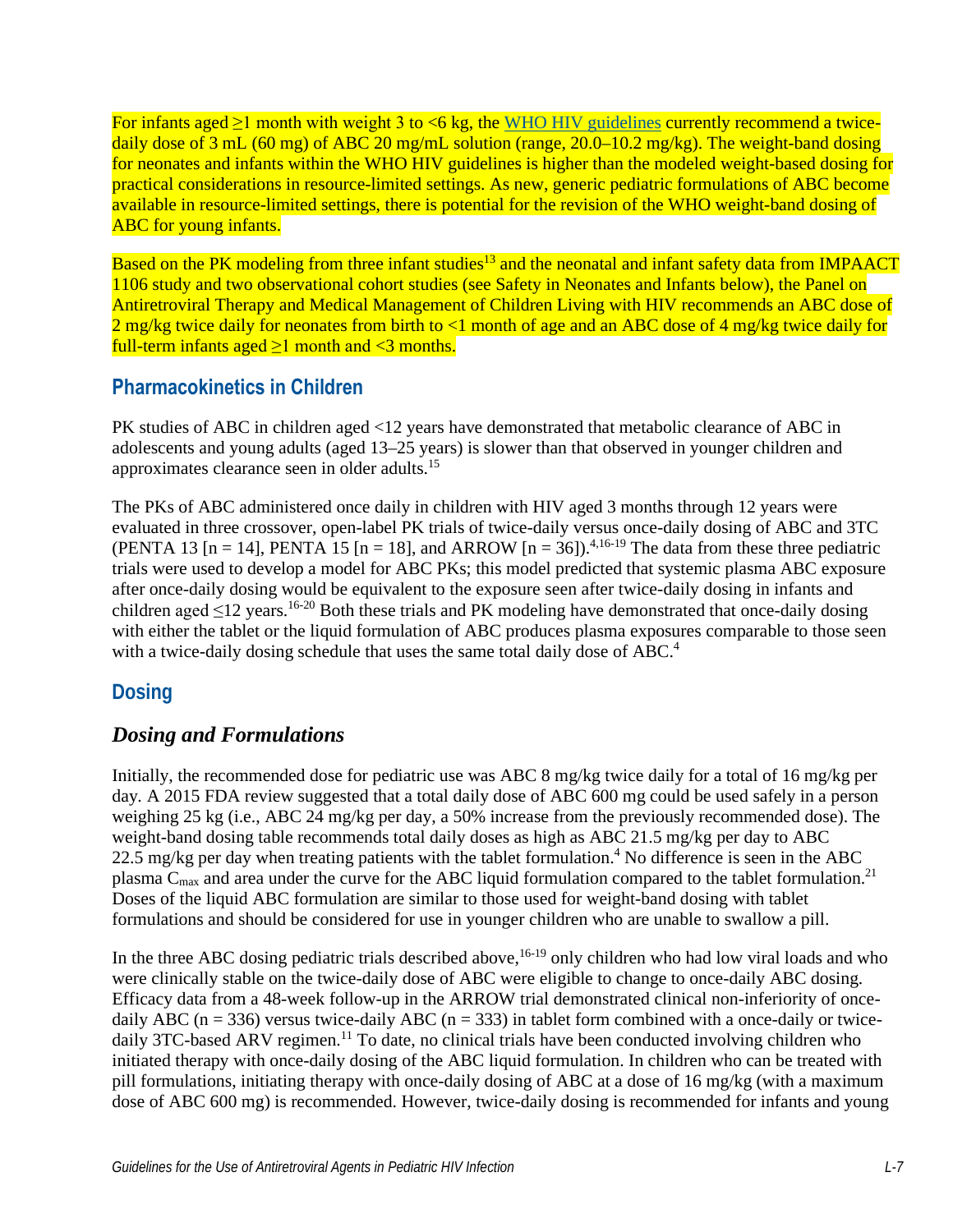For infants aged ≥1 month with weight 3 to <6 kg, the [WHO HIV guidelines](#) currently recommend a twice-daily dose of 3 mL (60 mg) of ABC 20 mg/mL solution (range, 20.0–10.2 mg/kg). The weight-band dosing for neonates and infants within the WHO HIV guidelines is higher than the modeled weight-based dosing for practical considerations in resource-limited settings. As new, generic pediatric formulations of ABC become available in resource-limited settings, there is potential for the revision of the WHO weight-band dosing of ABC for young infants.

Based on the PK modeling from three infant studies[13] and the neonatal and infant safety data from IMPAACT 1106 study and two observational cohort studies (see Safety in Neonates and Infants below), the Panel on Antiretroviral Therapy and Medical Management of Children Living with HIV recommends an ABC dose of 2 mg/kg twice daily for neonates from birth to <1 month of age and an ABC dose of 4 mg/kg twice daily for full-term infants aged ≥1 month and <3 months.

## Pharmacokinetics in Children

PK studies of ABC in children aged <12 years have demonstrated that metabolic clearance of ABC in adolescents and young adults (aged 13–25 years) is slower than that observed in younger children and approximates clearance seen in older adults.[15]

The PKs of ABC administered once daily in children with HIV aged 3 months through 12 years were evaluated in three crossover, open-label PK trials of twice-daily versus once-daily dosing of ABC and 3TC (PENTA 13 [n = 14], PENTA 15 [n = 18], and ARROW [n = 36]).[4,16-19] The data from these three pediatric trials were used to develop a model for ABC PKs; this model predicted that systemic plasma ABC exposure after once-daily dosing would be equivalent to the exposure seen after twice-daily dosing in infants and children aged ≤12 years.[16-20] Both these trials and PK modeling have demonstrated that once-daily dosing with either the tablet or the liquid formulation of ABC produces plasma exposures comparable to those seen with a twice-daily dosing schedule that uses the same total daily dose of ABC.[4]

## Dosing

### *Dosing and Formulations*

Initially, the recommended dose for pediatric use was ABC 8 mg/kg twice daily for a total of 16 mg/kg per day. A 2015 FDA review suggested that a total daily dose of ABC 600 mg could be used safely in a person weighing 25 kg (i.e., ABC 24 mg/kg per day, a 50% increase from the previously recommended dose). The weight-band dosing table recommends total daily doses as high as ABC 21.5 mg/kg per day to ABC 22.5 mg/kg per day when treating patients with the tablet formulation.[4] No difference is seen in the ABC plasma $C_{max}$ and area under the curve for the ABC liquid formulation compared to the tablet formulation.[21] Doses of the liquid ABC formulation are similar to those used for weight-band dosing with tablet formulations and should be considered for use in younger children who are unable to swallow a pill.

In the three ABC dosing pediatric trials described above,[16-19] only children who had low viral loads and who were clinically stable on the twice-daily dose of ABC were eligible to change to once-daily ABC dosing. Efficacy data from a 48-week follow-up in the ARROW trial demonstrated clinical non-inferiority of once-daily ABC (n = 336) versus twice-daily ABC (n = 333) in tablet form combined with a once-daily or twice-daily 3TC-based ARV regimen.[11] To date, no clinical trials have been conducted involving children who initiated therapy with once-daily dosing of the ABC liquid formulation. In children who can be treated with pill formulations, initiating therapy with once-daily dosing of ABC at a dose of 16 mg/kg (with a maximum dose of ABC 600 mg) is recommended. However, twice-daily dosing is recommended for infants and young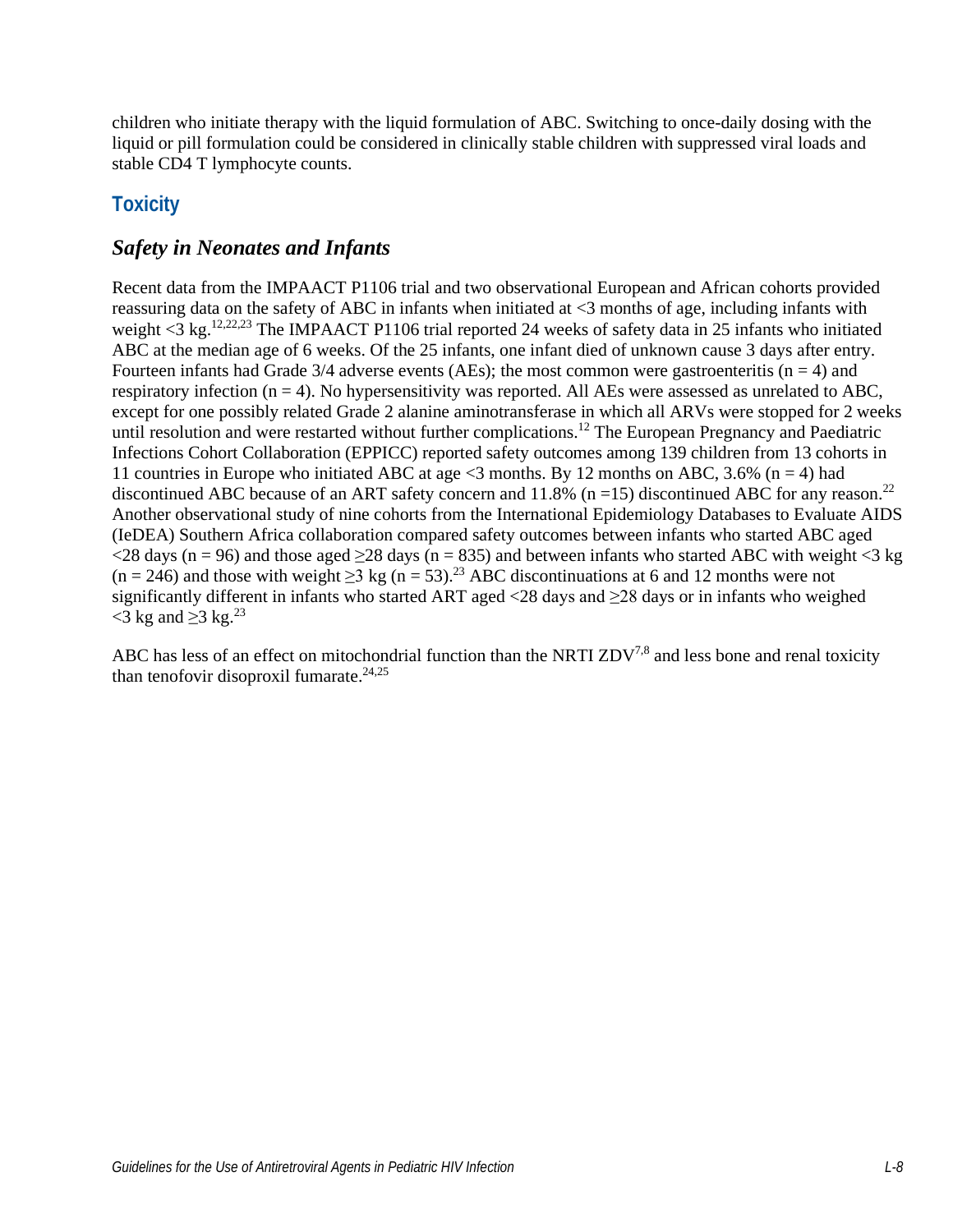children who initiate therapy with the liquid formulation of ABC. Switching to once-daily dosing with the liquid or pill formulation could be considered in clinically stable children with suppressed viral loads and stable CD4 T lymphocyte counts.

## Toxicity

### *Safety in Neonates and Infants*

Recent data from the IMPAACT P1106 trial and two observational European and African cohorts provided reassuring data on the safety of ABC in infants when initiated at <3 months of age, including infants with weight <3 kg.[12,22,23] The IMPAACT P1106 trial reported 24 weeks of safety data in 25 infants who initiated ABC at the median age of 6 weeks. Of the 25 infants, one infant died of unknown cause 3 days after entry. Fourteen infants had Grade 3/4 adverse events (AEs); the most common were gastroenteritis (n = 4) and respiratory infection (n = 4). No hypersensitivity was reported. All AEs were assessed as unrelated to ABC, except for one possibly related Grade 2 alanine aminotransferase in which all ARVs were stopped for 2 weeks until resolution and were restarted without further complications.[12] The European Pregnancy and Paediatric Infections Cohort Collaboration (EPPICC) reported safety outcomes among 139 children from 13 cohorts in 11 countries in Europe who initiated ABC at age <3 months. By 12 months on ABC, 3.6% (n = 4) had discontinued ABC because of an ART safety concern and 11.8% (n =15) discontinued ABC for any reason.[22] Another observational study of nine cohorts from the International Epidemiology Databases to Evaluate AIDS (IeDEA) Southern Africa collaboration compared safety outcomes between infants who started ABC aged <28 days (n = 96) and those aged ≥28 days (n = 835) and between infants who started ABC with weight <3 kg (n = 246) and those with weight ≥3 kg (n = 53).[23] ABC discontinuations at 6 and 12 months were not significantly different in infants who started ART aged <28 days and ≥28 days or in infants who weighed <3 kg and ≥3 kg.[23]

ABC has less of an effect on mitochondrial function than the NRTI ZDV[7,8] and less bone and renal toxicity than tenofovir disoproxil fumarate.[24,25]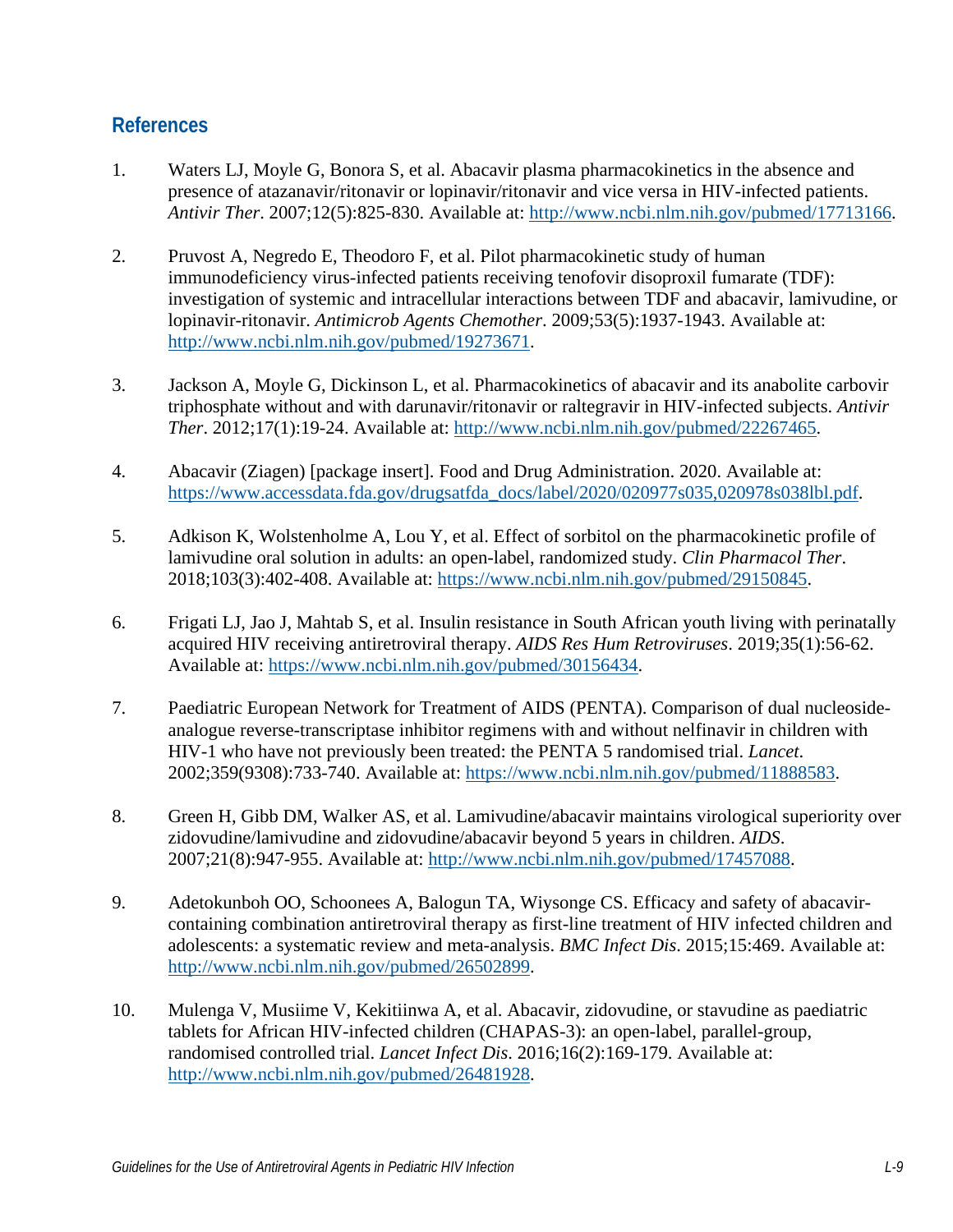## References

1. Waters LJ, Moyle G, Bonora S, et al. Abacavir plasma pharmacokinetics in the absence and presence of atazanavir/ritonavir or lopinavir/ritonavir and vice versa in HIV-infected patients. *Antivir Ther*. 2007;12(5):825-830. Available at: http://www.ncbi.nlm.nih.gov/pubmed/17713166.

2. Pruvost A, Negredo E, Theodoro F, et al. Pilot pharmacokinetic study of human immunodeficiency virus-infected patients receiving tenofovir disoproxil fumarate (TDF): investigation of systemic and intracellular interactions between TDF and abacavir, lamivudine, or lopinavir-ritonavir. *Antimicrob Agents Chemother*. 2009;53(5):1937-1943. Available at: http://www.ncbi.nlm.nih.gov/pubmed/19273671.

3. Jackson A, Moyle G, Dickinson L, et al. Pharmacokinetics of abacavir and its anabolite carbovir triphosphate without and with darunavir/ritonavir or raltegravir in HIV-infected subjects. *Antivir Ther*. 2012;17(1):19-24. Available at: http://www.ncbi.nlm.nih.gov/pubmed/22267465.

4. Abacavir (Ziagen) [package insert]. Food and Drug Administration. 2020. Available at: https://www.accessdata.fda.gov/drugsatfda_docs/label/2020/020977s035,020978s038lbl.pdf.

5. Adkison K, Wolstenholme A, Lou Y, et al. Effect of sorbitol on the pharmacokinetic profile of lamivudine oral solution in adults: an open-label, randomized study. *Clin Pharmacol Ther*. 2018;103(3):402-408. Available at: https://www.ncbi.nlm.nih.gov/pubmed/29150845.

6. Frigati LJ, Jao J, Mahtab S, et al. Insulin resistance in South African youth living with perinatally acquired HIV receiving antiretroviral therapy. *AIDS Res Hum Retroviruses*. 2019;35(1):56-62. Available at: https://www.ncbi.nlm.nih.gov/pubmed/30156434.

7. Paediatric European Network for Treatment of AIDS (PENTA). Comparison of dual nucleoside-analogue reverse-transcriptase inhibitor regimens with and without nelfinavir in children with HIV-1 who have not previously been treated: the PENTA 5 randomised trial. *Lancet*. 2002;359(9308):733-740. Available at: https://www.ncbi.nlm.nih.gov/pubmed/11888583.

8. Green H, Gibb DM, Walker AS, et al. Lamivudine/abacavir maintains virological superiority over zidovudine/lamivudine and zidovudine/abacavir beyond 5 years in children. *AIDS*. 2007;21(8):947-955. Available at: http://www.ncbi.nlm.nih.gov/pubmed/17457088.

9. Adetokunboh OO, Schoonees A, Balogun TA, Wiysonge CS. Efficacy and safety of abacavir-containing combination antiretroviral therapy as first-line treatment of HIV infected children and adolescents: a systematic review and meta-analysis. *BMC Infect Dis*. 2015;15:469. Available at: http://www.ncbi.nlm.nih.gov/pubmed/26502899.

10. Mulenga V, Musiime V, Kekitiinwa A, et al. Abacavir, zidovudine, or stavudine as paediatric tablets for African HIV-infected children (CHAPAS-3): an open-label, parallel-group, randomised controlled trial. *Lancet Infect Dis*. 2016;16(2):169-179. Available at: http://www.ncbi.nlm.nih.gov/pubmed/26481928.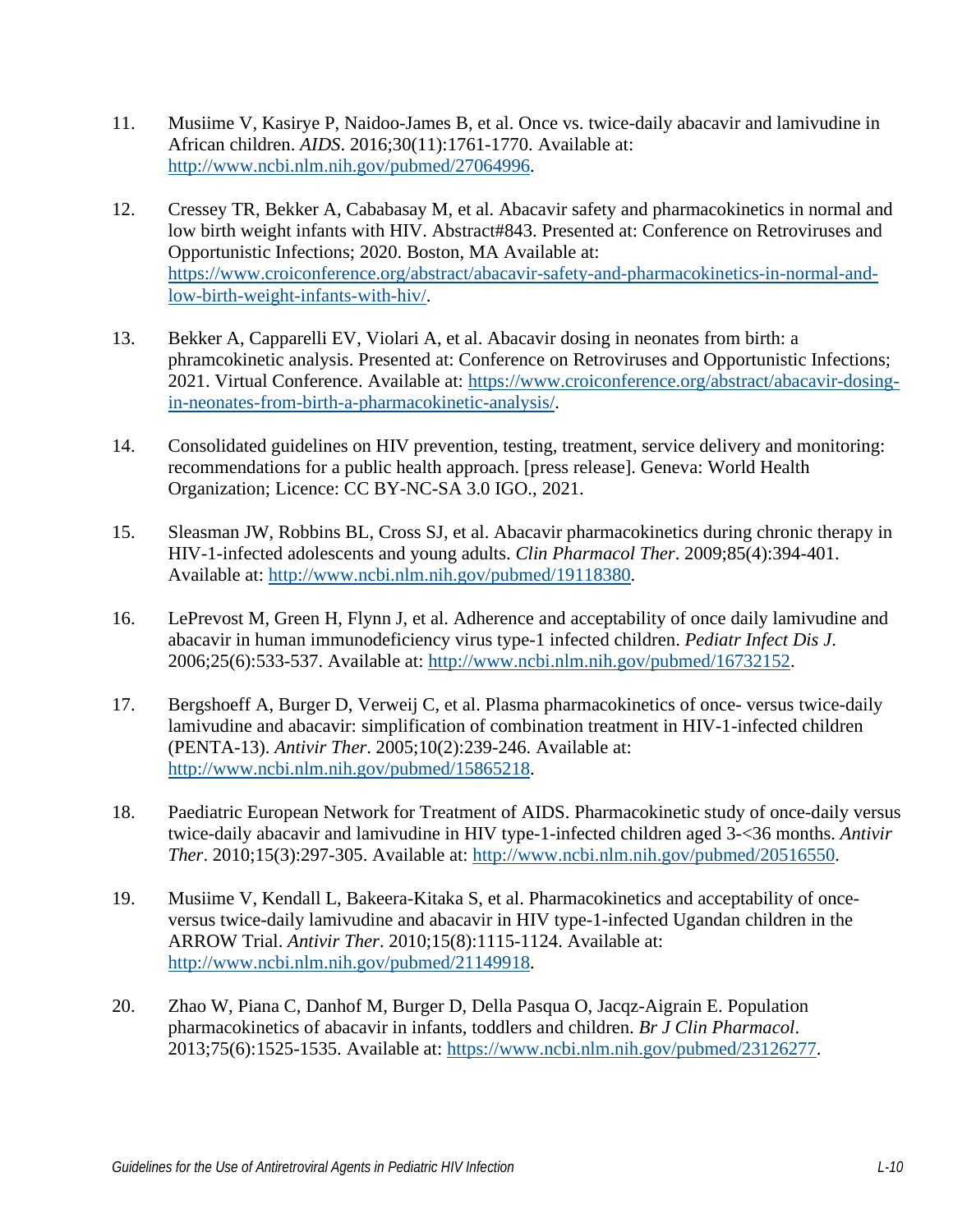11. Musiime V, Kasirye P, Naidoo-James B, et al. Once vs. twice-daily abacavir and lamivudine in African children. *AIDS*. 2016;30(11):1761-1770. Available at: http://www.ncbi.nlm.nih.gov/pubmed/27064996.

12. Cressey TR, Bekker A, Cababasay M, et al. Abacavir safety and pharmacokinetics in normal and low birth weight infants with HIV. Abstract#843. Presented at: Conference on Retroviruses and Opportunistic Infections; 2020. Boston, MA Available at: https://www.croiconference.org/abstract/abacavir-safety-and-pharmacokinetics-in-normal-and-low-birth-weight-infants-with-hiv/.

13. Bekker A, Capparelli EV, Violari A, et al. Abacavir dosing in neonates from birth: a phramcokinetic analysis. Presented at: Conference on Retroviruses and Opportunistic Infections; 2021. Virtual Conference. Available at: https://www.croiconference.org/abstract/abacavir-dosing-in-neonates-from-birth-a-pharmacokinetic-analysis/.

14. Consolidated guidelines on HIV prevention, testing, treatment, service delivery and monitoring: recommendations for a public health approach. [press release]. Geneva: World Health Organization; Licence: CC BY-NC-SA 3.0 IGO., 2021.

15. Sleasman JW, Robbins BL, Cross SJ, et al. Abacavir pharmacokinetics during chronic therapy in HIV-1-infected adolescents and young adults. *Clin Pharmacol Ther*. 2009;85(4):394-401. Available at: http://www.ncbi.nlm.nih.gov/pubmed/19118380.

16. LePrevost M, Green H, Flynn J, et al. Adherence and acceptability of once daily lamivudine and abacavir in human immunodeficiency virus type-1 infected children. *Pediatr Infect Dis J*. 2006;25(6):533-537. Available at: http://www.ncbi.nlm.nih.gov/pubmed/16732152.

17. Bergshoeff A, Burger D, Verweij C, et al. Plasma pharmacokinetics of once- versus twice-daily lamivudine and abacavir: simplification of combination treatment in HIV-1-infected children (PENTA-13). *Antivir Ther*. 2005;10(2):239-246. Available at: http://www.ncbi.nlm.nih.gov/pubmed/15865218.

18. Paediatric European Network for Treatment of AIDS. Pharmacokinetic study of once-daily versus twice-daily abacavir and lamivudine in HIV type-1-infected children aged 3-<36 months. *Antivir Ther*. 2010;15(3):297-305. Available at: http://www.ncbi.nlm.nih.gov/pubmed/20516550.

19. Musiime V, Kendall L, Bakeera-Kitaka S, et al. Pharmacokinetics and acceptability of once-versus twice-daily lamivudine and abacavir in HIV type-1-infected Ugandan children in the ARROW Trial. *Antivir Ther*. 2010;15(8):1115-1124. Available at: http://www.ncbi.nlm.nih.gov/pubmed/21149918.

20. Zhao W, Piana C, Danhof M, Burger D, Della Pasqua O, Jacqz-Aigrain E. Population pharmacokinetics of abacavir in infants, toddlers and children. *Br J Clin Pharmacol*. 2013;75(6):1525-1535. Available at: https://www.ncbi.nlm.nih.gov/pubmed/23126277.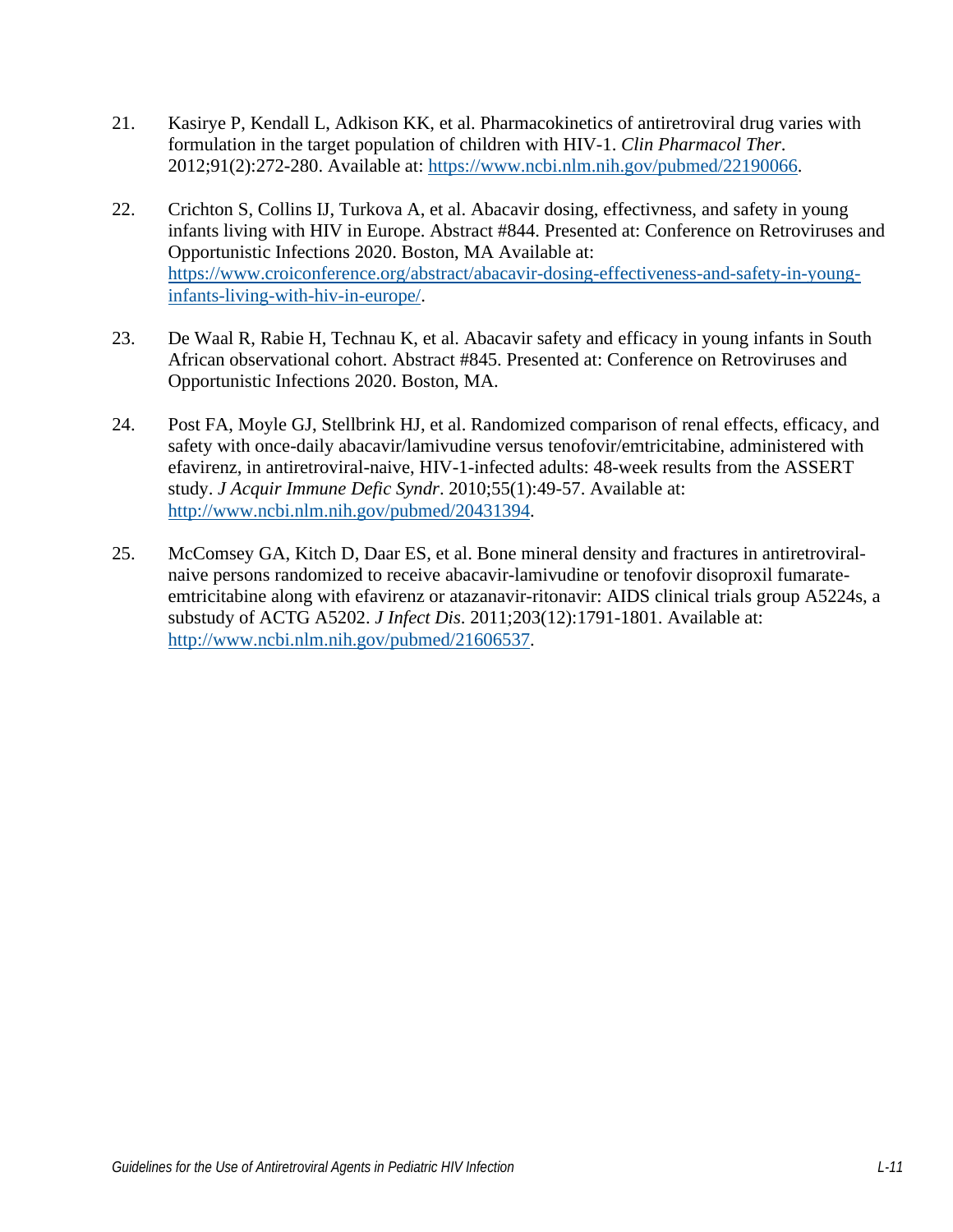21. Kasirye P, Kendall L, Adkison KK, et al. Pharmacokinetics of antiretroviral drug varies with formulation in the target population of children with HIV-1. *Clin Pharmacol Ther*. 2012;91(2):272-280. Available at: https://www.ncbi.nlm.nih.gov/pubmed/22190066.

22. Crichton S, Collins IJ, Turkova A, et al. Abacavir dosing, effectivness, and safety in young infants living with HIV in Europe. Abstract #844. Presented at: Conference on Retroviruses and Opportunistic Infections 2020. Boston, MA Available at: https://www.croiconference.org/abstract/abacavir-dosing-effectiveness-and-safety-in-young-infants-living-with-hiv-in-europe/.

23. De Waal R, Rabie H, Technau K, et al. Abacavir safety and efficacy in young infants in South African observational cohort. Abstract #845. Presented at: Conference on Retroviruses and Opportunistic Infections 2020. Boston, MA.

24. Post FA, Moyle GJ, Stellbrink HJ, et al. Randomized comparison of renal effects, efficacy, and safety with once-daily abacavir/lamivudine versus tenofovir/emtricitabine, administered with efavirenz, in antiretroviral-naive, HIV-1-infected adults: 48-week results from the ASSERT study. *J Acquir Immune Defic Syndr*. 2010;55(1):49-57. Available at: http://www.ncbi.nlm.nih.gov/pubmed/20431394.

25. McComsey GA, Kitch D, Daar ES, et al. Bone mineral density and fractures in antiretroviral-naive persons randomized to receive abacavir-lamivudine or tenofovir disoproxil fumarate-emtricitabine along with efavirenz or atazanavir-ritonavir: AIDS clinical trials group A5224s, a substudy of ACTG A5202. *J Infect Dis*. 2011;203(12):1791-1801. Available at: http://www.ncbi.nlm.nih.gov/pubmed/21606537.